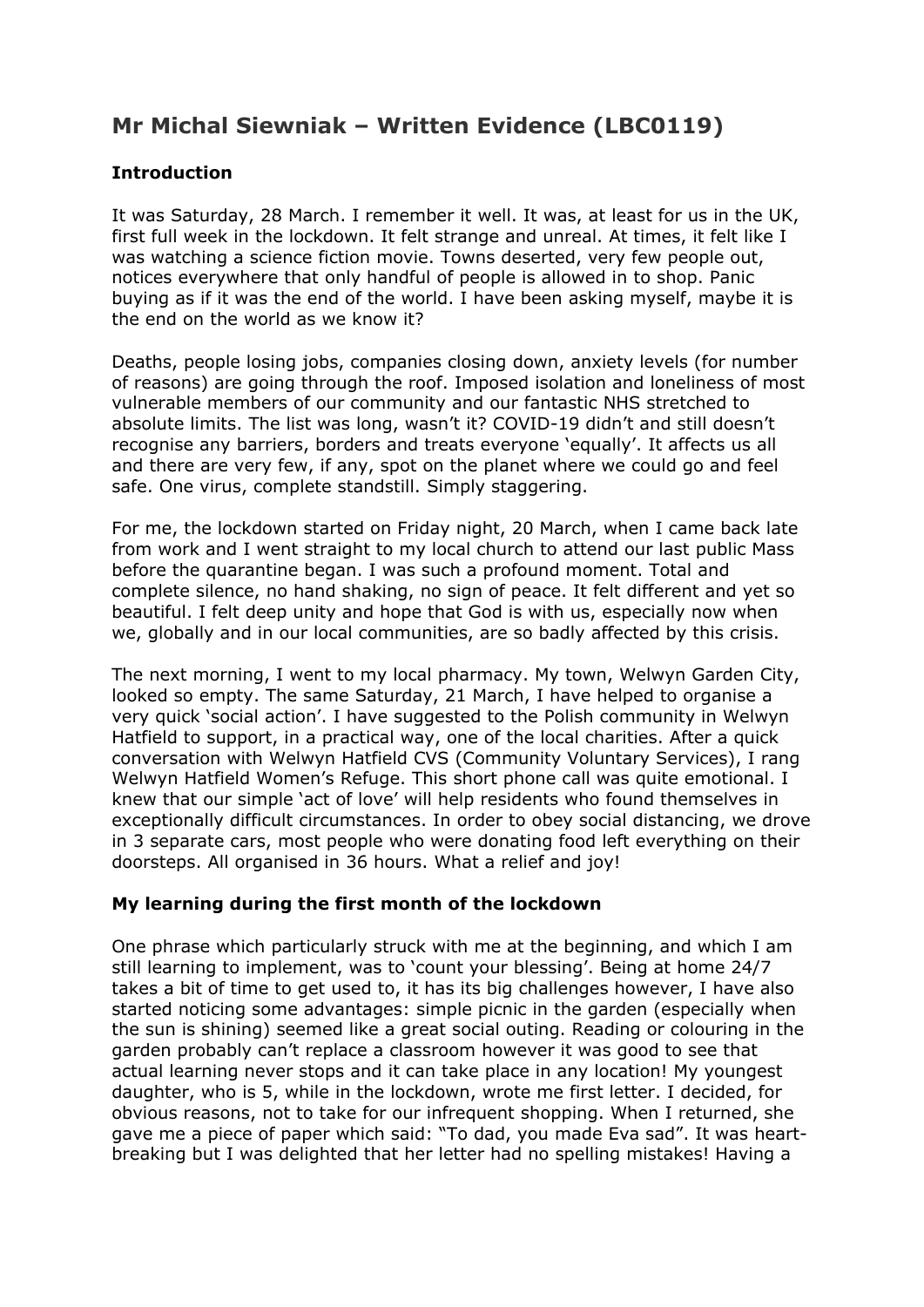# Mr Michal Siewniak – Written Evidence (LBC0119)

## Introduction

It was Saturday, 28 March. I remember it well. It was, at least for us in the UK, first full week in the lockdown. It felt strange and unreal. At times, it felt like I was watching a science fiction movie. Towns deserted, very few people out, notices everywhere that only handful of people is allowed in to shop. Panic buying as if it was the end of the world. I have been asking myself, maybe it is the end on the world as we know it?

Deaths, people losing jobs, companies closing down, anxiety levels (for number of reasons) are going through the roof. Imposed isolation and loneliness of most vulnerable members of our community and our fantastic NHS stretched to absolute limits. The list was long, wasn't it? COVID-19 didn't and still doesn't recognise any barriers, borders and treats everyone 'equally'. It affects us all and there are very few, if any, spot on the planet where we could go and feel safe. One virus, complete standstill. Simply staggering.

For me, the lockdown started on Friday night, 20 March, when I came back late from work and I went straight to my local church to attend our last public Mass before the quarantine began. I was such a profound moment. Total and complete silence, no hand shaking, no sign of peace. It felt different and yet so beautiful. I felt deep unity and hope that God is with us, especially now when we, globally and in our local communities, are so badly affected by this crisis.

The next morning, I went to my local pharmacy. My town, Welwyn Garden City, looked so empty. The same Saturday, 21 March, I have helped to organise a very quick 'social action'. I have suggested to the Polish community in Welwyn Hatfield to support, in a practical way, one of the local charities. After a quick conversation with Welwyn Hatfield CVS (Community Voluntary Services), I rang Welwyn Hatfield Women's Refuge. This short phone call was quite emotional. I knew that our simple 'act of love' will help residents who found themselves in exceptionally difficult circumstances. In order to obey social distancing, we drove in 3 separate cars, most people who were donating food left everything on their doorsteps. All organised in 36 hours. What a relief and joy!

## My learning during the first month of the lockdown

One phrase which particularly struck with me at the beginning, and which I am still learning to implement, was to 'count your blessing'. Being at home 24/7 takes a bit of time to get used to, it has its big challenges however, I have also started noticing some advantages: simple picnic in the garden (especially when the sun is shining) seemed like a great social outing. Reading or colouring in the garden probably can't replace a classroom however it was good to see that actual learning never stops and it can take place in any location! My youngest daughter, who is 5, while in the lockdown, wrote me first letter. I decided, for obvious reasons, not to take for our infrequent shopping. When I returned, she gave me a piece of paper which said: "To dad, you made Eva sad". It was heart-breaking but I was delighted that her letter had no spelling mistakes! Having a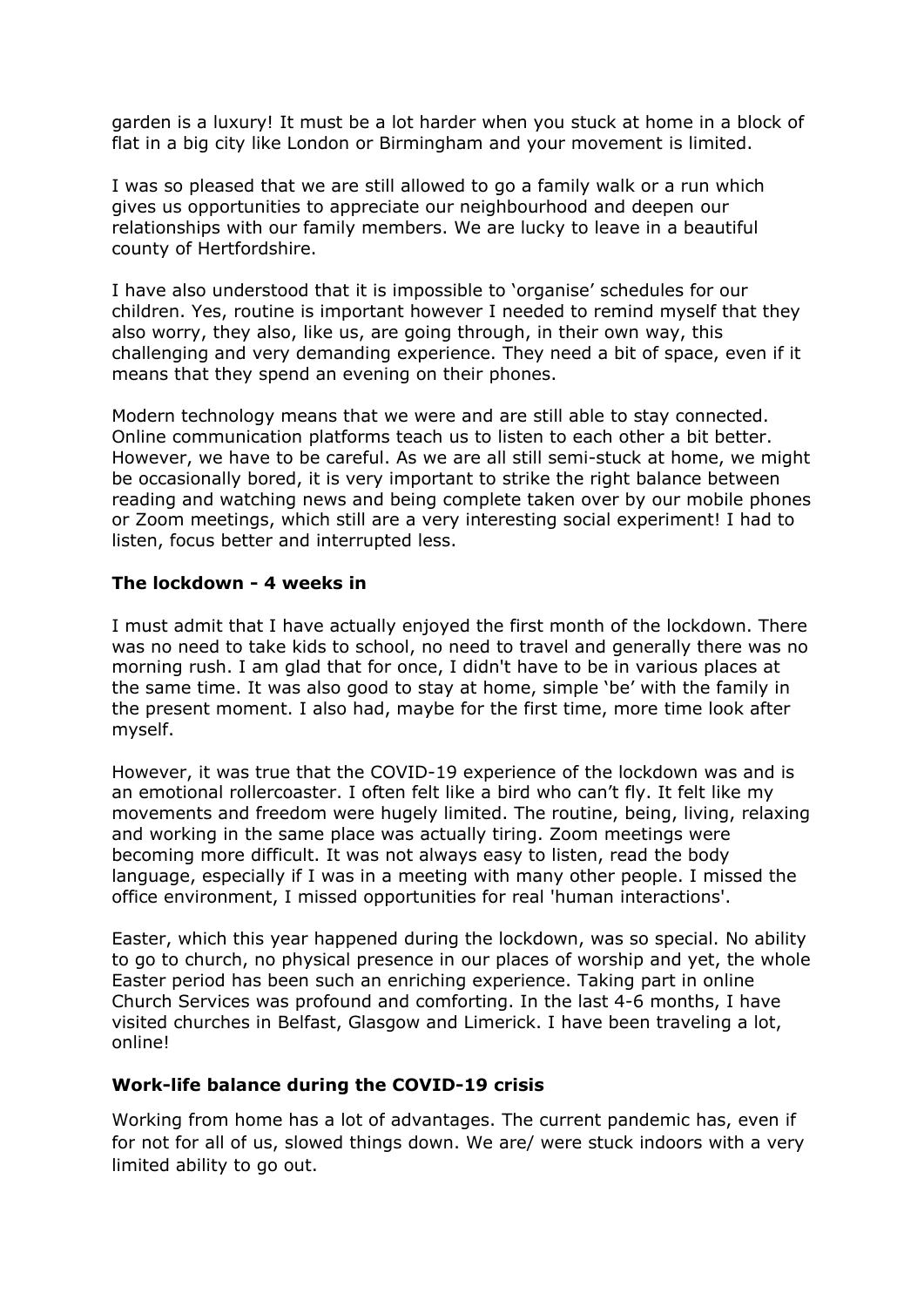garden is a luxury! It must be a lot harder when you stuck at home in a block of flat in a big city like London or Birmingham and your movement is limited.

I was so pleased that we are still allowed to go a family walk or a run which gives us opportunities to appreciate our neighbourhood and deepen our relationships with our family members. We are lucky to leave in a beautiful county of Hertfordshire.

I have also understood that it is impossible to 'organise' schedules for our children. Yes, routine is important however I needed to remind myself that they also worry, they also, like us, are going through, in their own way, this challenging and very demanding experience. They need a bit of space, even if it means that they spend an evening on their phones.

Modern technology means that we were and are still able to stay connected. Online communication platforms teach us to listen to each other a bit better. However, we have to be careful. As we are all still semi-stuck at home, we might be occasionally bored, it is very important to strike the right balance between reading and watching news and being complete taken over by our mobile phones or Zoom meetings, which still are a very interesting social experiment! I had to listen, focus better and interrupted less.

### The lockdown - 4 weeks in

I must admit that I have actually enjoyed the first month of the lockdown. There was no need to take kids to school, no need to travel and generally there was no morning rush. I am glad that for once, I didn't have to be in various places at the same time. It was also good to stay at home, simple 'be' with the family in the present moment. I also had, maybe for the first time, more time look after myself.

However, it was true that the COVID-19 experience of the lockdown was and is an emotional rollercoaster. I often felt like a bird who can't fly. It felt like my movements and freedom were hugely limited. The routine, being, living, relaxing and working in the same place was actually tiring. Zoom meetings were becoming more difficult. It was not always easy to listen, read the body language, especially if I was in a meeting with many other people. I missed the office environment, I missed opportunities for real 'human interactions'.

Easter, which this year happened during the lockdown, was so special. No ability to go to church, no physical presence in our places of worship and yet, the whole Easter period has been such an enriching experience. Taking part in online Church Services was profound and comforting. In the last 4-6 months, I have visited churches in Belfast, Glasgow and Limerick. I have been traveling a lot, online!

### Work-life balance during the COVID-19 crisis

Working from home has a lot of advantages. The current pandemic has, even if for not for all of us, slowed things down. We are/ were stuck indoors with a very limited ability to go out.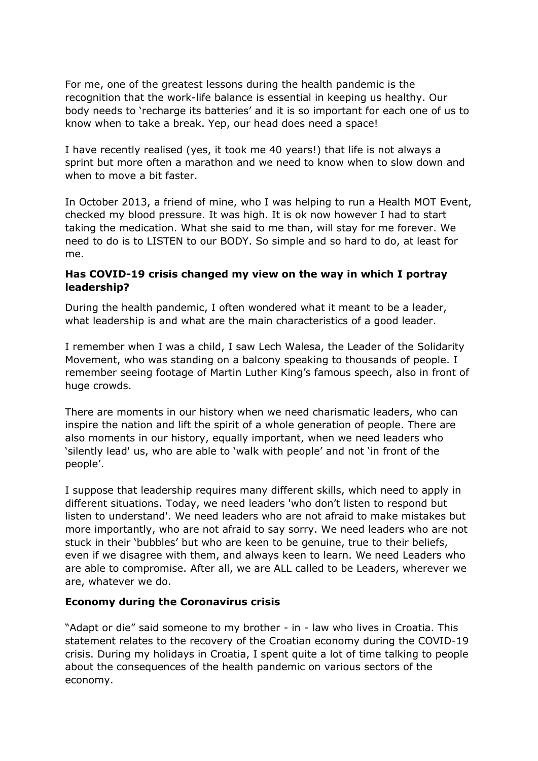For me, one of the greatest lessons during the health pandemic is the recognition that the work-life balance is essential in keeping us healthy. Our body needs to 'recharge its batteries' and it is so important for each one of us to know when to take a break. Yep, our head does need a space!

I have recently realised (yes, it took me 40 years!) that life is not always a sprint but more often a marathon and we need to know when to slow down and when to move a bit faster.

In October 2013, a friend of mine, who I was helping to run a Health MOT Event, checked my blood pressure. It was high. It is ok now however I had to start taking the medication. What she said to me than, will stay for me forever. We need to do is to LISTEN to our BODY. So simple and so hard to do, at least for me.

**Has COVID-19 crisis changed my view on the way in which I portray leadership?**

During the health pandemic, I often wondered what it meant to be a leader, what leadership is and what are the main characteristics of a good leader.

I remember when I was a child, I saw Lech Walesa, the Leader of the Solidarity Movement, who was standing on a balcony speaking to thousands of people. I remember seeing footage of Martin Luther King's famous speech, also in front of huge crowds.

There are moments in our history when we need charismatic leaders, who can inspire the nation and lift the spirit of a whole generation of people. There are also moments in our history, equally important, when we need leaders who 'silently lead' us, who are able to 'walk with people' and not 'in front of the people'.

I suppose that leadership requires many different skills, which need to apply in different situations. Today, we need leaders 'who don't listen to respond but listen to understand'. We need leaders who are not afraid to make mistakes but more importantly, who are not afraid to say sorry. We need leaders who are not stuck in their 'bubbles' but who are keen to be genuine, true to their beliefs, even if we disagree with them, and always keen to learn. We need Leaders who are able to compromise. After all, we are ALL called to be Leaders, wherever we are, whatever we do.

**Economy during the Coronavirus crisis**

"Adapt or die" said someone to my brother - in - law who lives in Croatia. This statement relates to the recovery of the Croatian economy during the COVID-19 crisis. During my holidays in Croatia, I spent quite a lot of time talking to people about the consequences of the health pandemic on various sectors of the economy.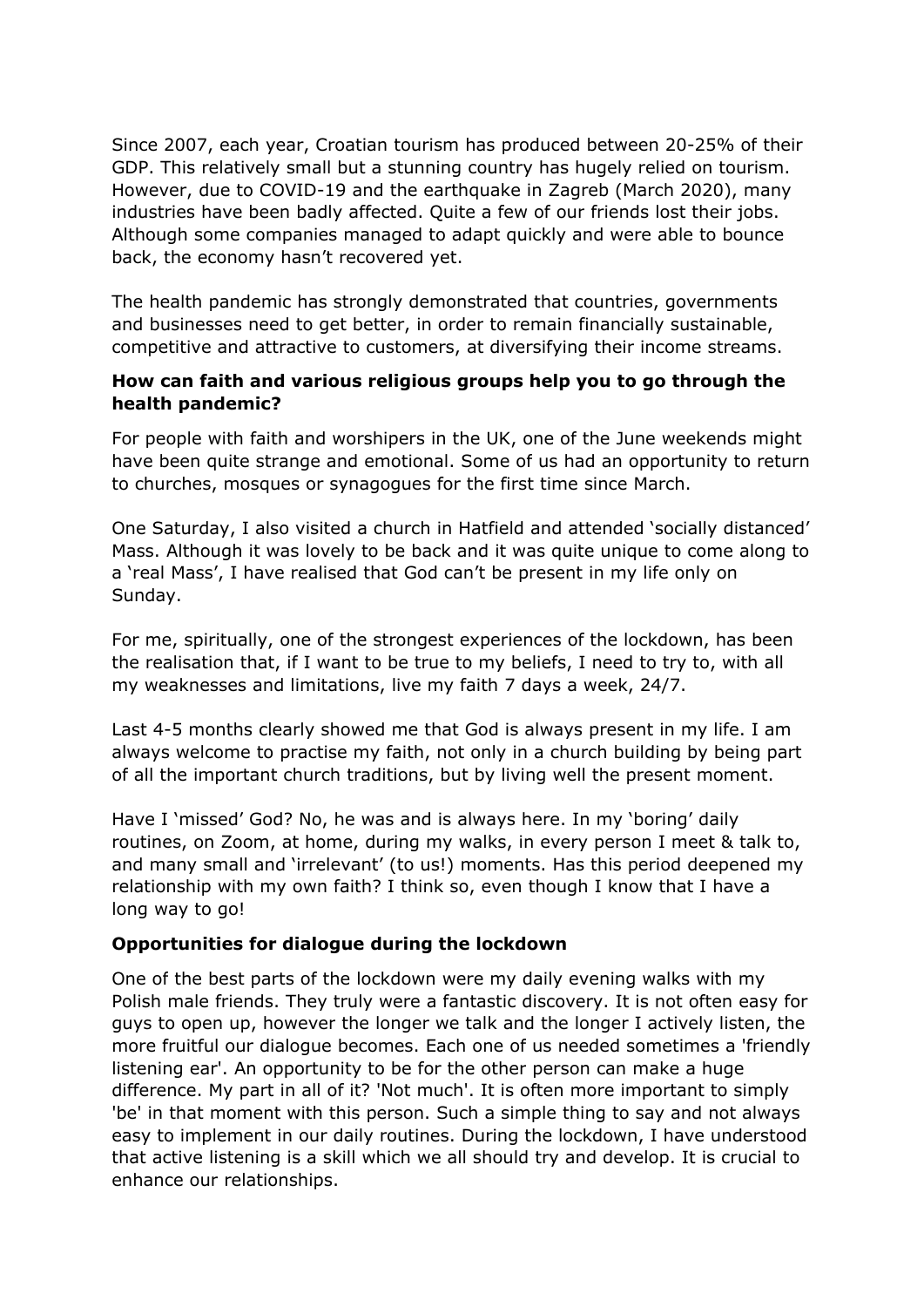Since 2007, each year, Croatian tourism has produced between 20-25% of their GDP. This relatively small but a stunning country has hugely relied on tourism. However, due to COVID-19 and the earthquake in Zagreb (March 2020), many industries have been badly affected. Quite a few of our friends lost their jobs. Although some companies managed to adapt quickly and were able to bounce back, the economy hasn't recovered yet.

The health pandemic has strongly demonstrated that countries, governments and businesses need to get better, in order to remain financially sustainable, competitive and attractive to customers, at diversifying their income streams.

**How can faith and various religious groups help you to go through the health pandemic?**

For people with faith and worshipers in the UK, one of the June weekends might have been quite strange and emotional. Some of us had an opportunity to return to churches, mosques or synagogues for the first time since March.

One Saturday, I also visited a church in Hatfield and attended 'socially distanced' Mass. Although it was lovely to be back and it was quite unique to come along to a 'real Mass', I have realised that God can't be present in my life only on Sunday.

For me, spiritually, one of the strongest experiences of the lockdown, has been the realisation that, if I want to be true to my beliefs, I need to try to, with all my weaknesses and limitations, live my faith 7 days a week, 24/7.

Last 4-5 months clearly showed me that God is always present in my life. I am always welcome to practise my faith, not only in a church building by being part of all the important church traditions, but by living well the present moment.

Have I 'missed' God? No, he was and is always here. In my 'boring' daily routines, on Zoom, at home, during my walks, in every person I meet & talk to, and many small and 'irrelevant' (to us!) moments. Has this period deepened my relationship with my own faith? I think so, even though I know that I have a long way to go!

**Opportunities for dialogue during the lockdown**

One of the best parts of the lockdown were my daily evening walks with my Polish male friends. They truly were a fantastic discovery. It is not often easy for guys to open up, however the longer we talk and the longer I actively listen, the more fruitful our dialogue becomes. Each one of us needed sometimes a 'friendly listening ear'. An opportunity to be for the other person can make a huge difference. My part in all of it? 'Not much'. It is often more important to simply 'be' in that moment with this person. Such a simple thing to say and not always easy to implement in our daily routines. During the lockdown, I have understood that active listening is a skill which we all should try and develop. It is crucial to enhance our relationships.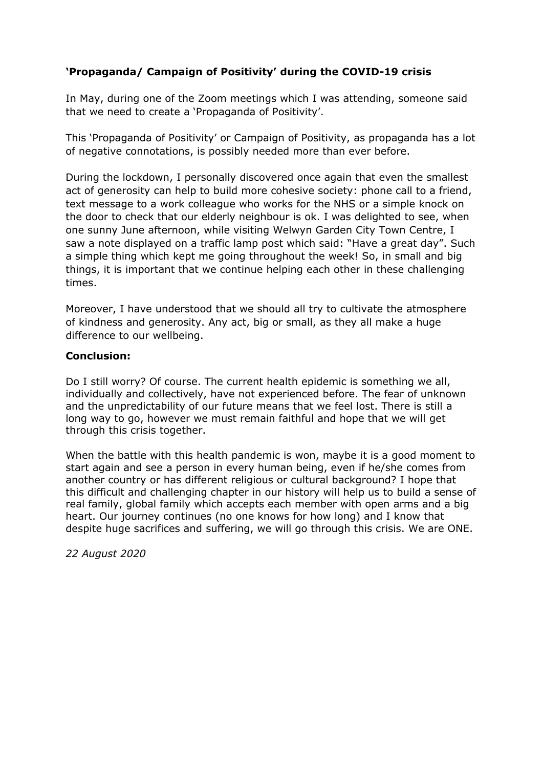**'Propaganda/ Campaign of Positivity' during the COVID-19 crisis**

In May, during one of the Zoom meetings which I was attending, someone said that we need to create a 'Propaganda of Positivity'.

This 'Propaganda of Positivity' or Campaign of Positivity, as propaganda has a lot of negative connotations, is possibly needed more than ever before.

During the lockdown, I personally discovered once again that even the smallest act of generosity can help to build more cohesive society: phone call to a friend, text message to a work colleague who works for the NHS or a simple knock on the door to check that our elderly neighbour is ok. I was delighted to see, when one sunny June afternoon, while visiting Welwyn Garden City Town Centre, I saw a note displayed on a traffic lamp post which said: "Have a great day". Such a simple thing which kept me going throughout the week! So, in small and big things, it is important that we continue helping each other in these challenging times.

Moreover, I have understood that we should all try to cultivate the atmosphere of kindness and generosity. Any act, big or small, as they all make a huge difference to our wellbeing.

**Conclusion:**

Do I still worry? Of course. The current health epidemic is something we all, individually and collectively, have not experienced before. The fear of unknown and the unpredictability of our future means that we feel lost. There is still a long way to go, however we must remain faithful and hope that we will get through this crisis together.

When the battle with this health pandemic is won, maybe it is a good moment to start again and see a person in every human being, even if he/she comes from another country or has different religious or cultural background? I hope that this difficult and challenging chapter in our history will help us to build a sense of real family, global family which accepts each member with open arms and a big heart. Our journey continues (no one knows for how long) and I know that despite huge sacrifices and suffering, we will go through this crisis. We are ONE.

*22 August 2020*